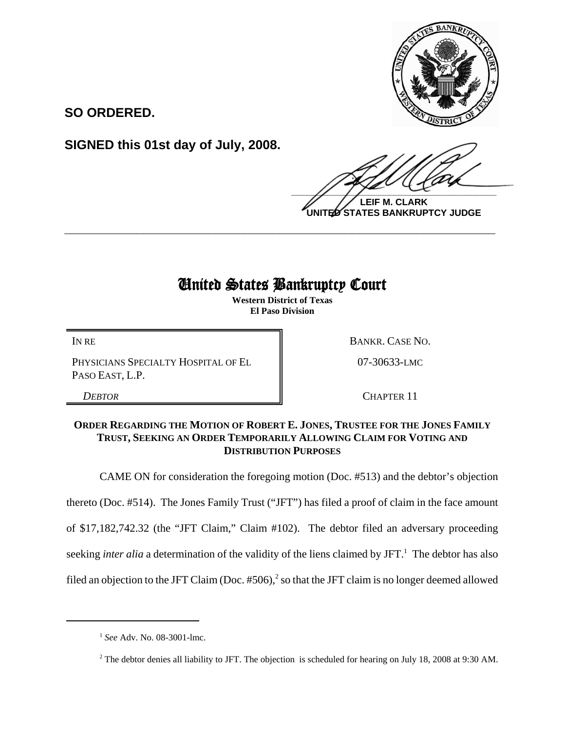**SO ORDERED.**

**SIGNED this 01st day of July, 2008.**

**LEIF M. CLARK**
**UNITED STATES BANKRUPTCY JUDGE**

---

# United States Bankruptcy Court

**Western District of Texas**
**El Paso Division**

| | |
|---|---|
| IN RE | BANKR. CASE NO. |
| PHYSICIANS SPECIALTY HOSPITAL OF EL PASO EAST, L.P. | 07-30633-LMC |
| *DEBTOR* | CHAPTER 11 |

**ORDER REGARDING THE MOTION OF ROBERT E. JONES, TRUSTEE FOR THE JONES FAMILY TRUST, SEEKING AN ORDER TEMPORARILY ALLOWING CLAIM FOR VOTING AND DISTRIBUTION PURPOSES**

CAME ON for consideration the foregoing motion (Doc. #513) and the debtor's objection thereto (Doc. #514). The Jones Family Trust ("JFT") has filed a proof of claim in the face amount of $17,182,742.32 (the "JFT Claim," Claim #102). The debtor filed an adversary proceeding seeking *inter alia* a determination of the validity of the liens claimed by JFT.[1] The debtor has also filed an objection to the JFT Claim (Doc. #506),[2] so that the JFT claim is no longer deemed allowed

---

[1] *See* Adv. No. 08-3001-lmc.

[2] The debtor denies all liability to JFT. The objection is scheduled for hearing on July 18, 2008 at 9:30 AM.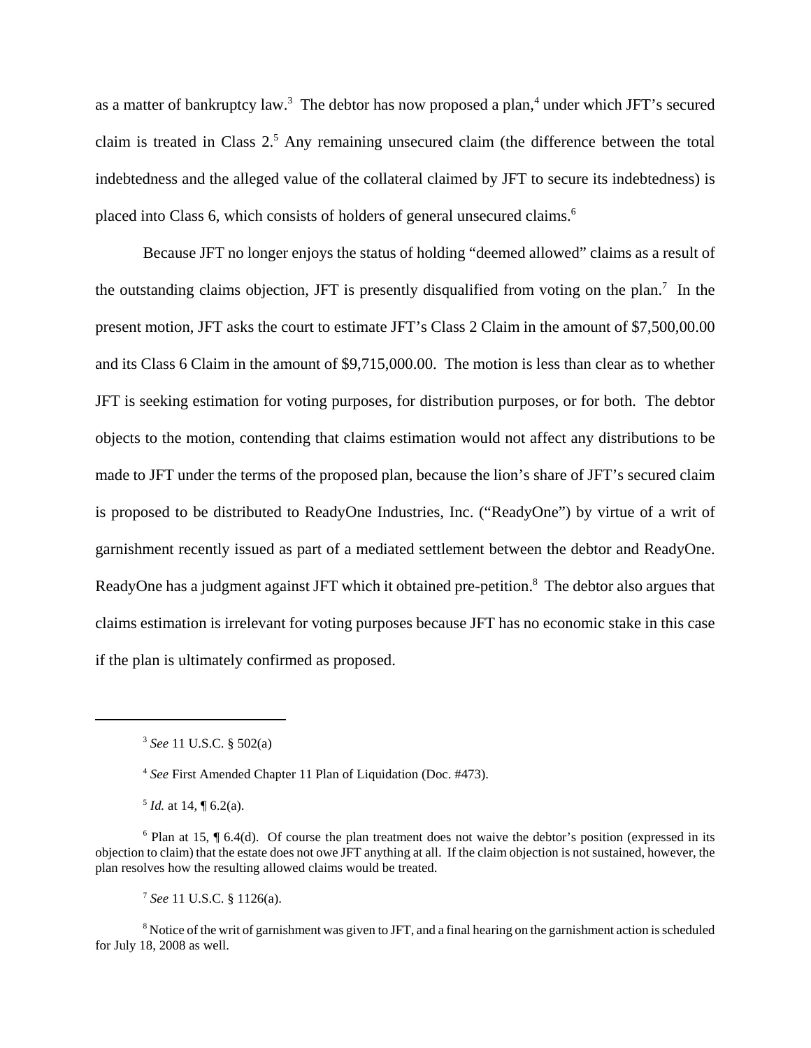as a matter of bankruptcy law.[3] The debtor has now proposed a plan,[4] under which JFT's secured claim is treated in Class 2.[5] Any remaining unsecured claim (the difference between the total indebtedness and the alleged value of the collateral claimed by JFT to secure its indebtedness) is placed into Class 6, which consists of holders of general unsecured claims.[6]

Because JFT no longer enjoys the status of holding "deemed allowed" claims as a result of the outstanding claims objection, JFT is presently disqualified from voting on the plan.[7] In the present motion, JFT asks the court to estimate JFT's Class 2 Claim in the amount of $7,500,00.00 and its Class 6 Claim in the amount of $9,715,000.00. The motion is less than clear as to whether JFT is seeking estimation for voting purposes, for distribution purposes, or for both. The debtor objects to the motion, contending that claims estimation would not affect any distributions to be made to JFT under the terms of the proposed plan, because the lion's share of JFT's secured claim is proposed to be distributed to ReadyOne Industries, Inc. ("ReadyOne") by virtue of a writ of garnishment recently issued as part of a mediated settlement between the debtor and ReadyOne. ReadyOne has a judgment against JFT which it obtained pre-petition.[8] The debtor also argues that claims estimation is irrelevant for voting purposes because JFT has no economic stake in this case if the plan is ultimately confirmed as proposed.

---

[3] *See* 11 U.S.C. § 502(a)

[4] *See* First Amended Chapter 11 Plan of Liquidation (Doc. #473).

[5] *Id.* at 14, ¶ 6.2(a).

[6] Plan at 15, ¶ 6.4(d). Of course the plan treatment does not waive the debtor's position (expressed in its objection to claim) that the estate does not owe JFT anything at all. If the claim objection is not sustained, however, the plan resolves how the resulting allowed claims would be treated.

[7] *See* 11 U.S.C. § 1126(a).

[8] Notice of the writ of garnishment was given to JFT, and a final hearing on the garnishment action is scheduled for July 18, 2008 as well.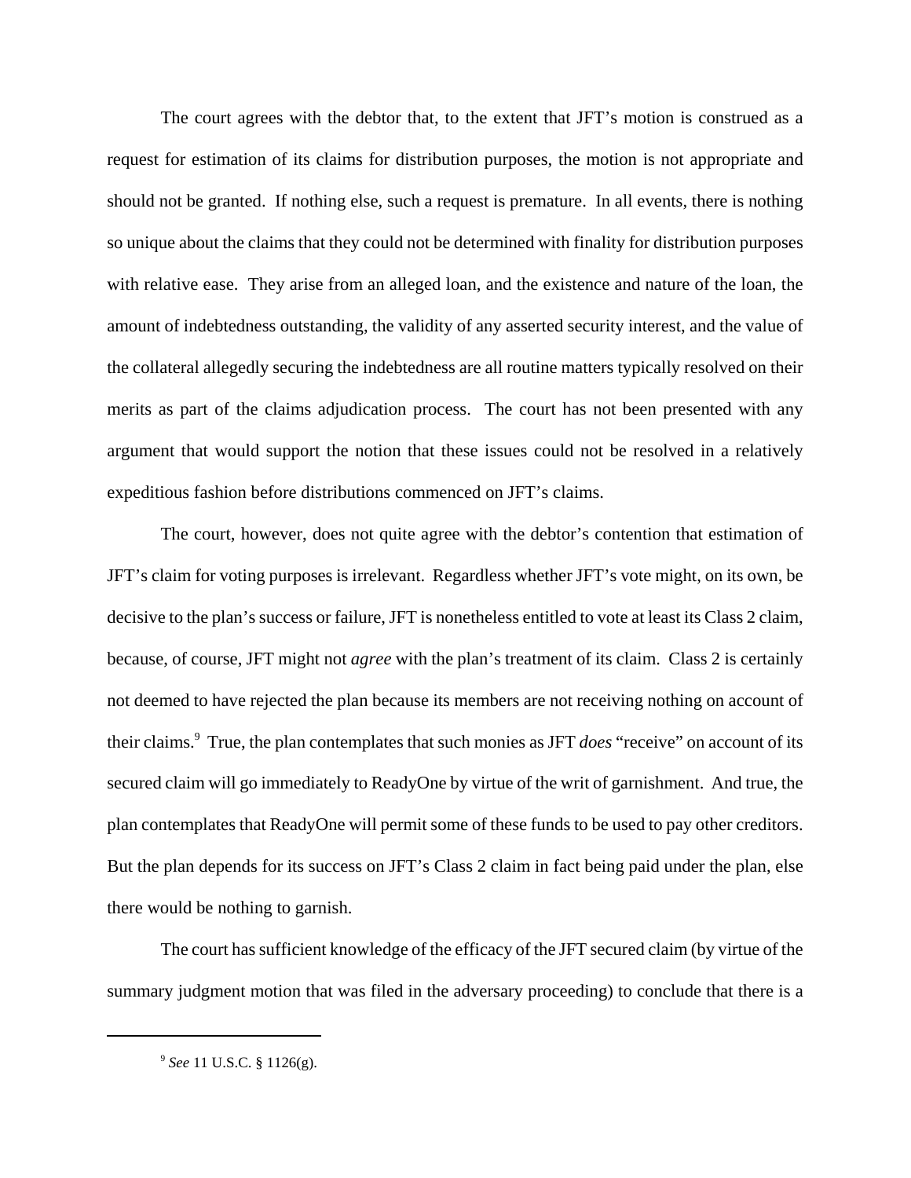The court agrees with the debtor that, to the extent that JFT's motion is construed as a request for estimation of its claims for distribution purposes, the motion is not appropriate and should not be granted. If nothing else, such a request is premature. In all events, there is nothing so unique about the claims that they could not be determined with finality for distribution purposes with relative ease. They arise from an alleged loan, and the existence and nature of the loan, the amount of indebtedness outstanding, the validity of any asserted security interest, and the value of the collateral allegedly securing the indebtedness are all routine matters typically resolved on their merits as part of the claims adjudication process. The court has not been presented with any argument that would support the notion that these issues could not be resolved in a relatively expeditious fashion before distributions commenced on JFT's claims.

The court, however, does not quite agree with the debtor's contention that estimation of JFT's claim for voting purposes is irrelevant. Regardless whether JFT's vote might, on its own, be decisive to the plan's success or failure, JFT is nonetheless entitled to vote at least its Class 2 claim, because, of course, JFT might not *agree* with the plan's treatment of its claim. Class 2 is certainly not deemed to have rejected the plan because its members are not receiving nothing on account of their claims.[9] True, the plan contemplates that such monies as JFT *does* "receive" on account of its secured claim will go immediately to ReadyOne by virtue of the writ of garnishment. And true, the plan contemplates that ReadyOne will permit some of these funds to be used to pay other creditors. But the plan depends for its success on JFT's Class 2 claim in fact being paid under the plan, else there would be nothing to garnish.

The court has sufficient knowledge of the efficacy of the JFT secured claim (by virtue of the summary judgment motion that was filed in the adversary proceeding) to conclude that there is a

---

[9] *See* 11 U.S.C. § 1126(g).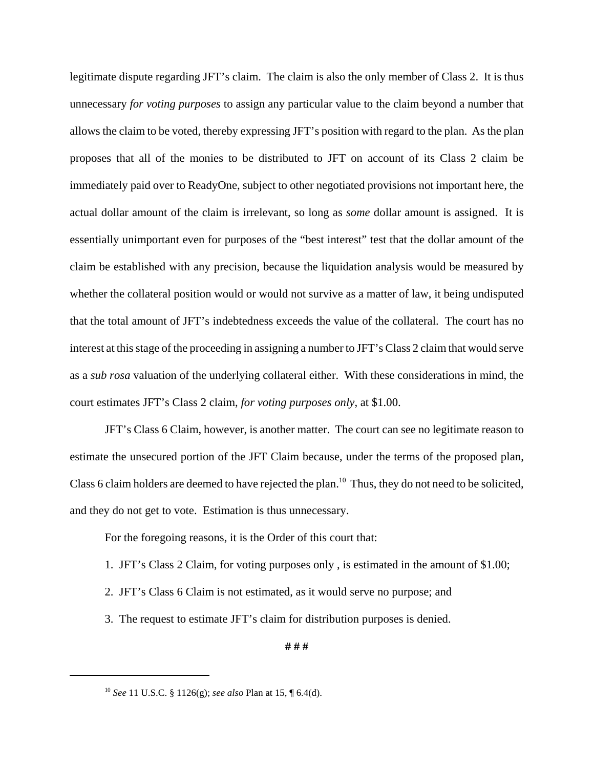legitimate dispute regarding JFT's claim. The claim is also the only member of Class 2. It is thus unnecessary *for voting purposes* to assign any particular value to the claim beyond a number that allows the claim to be voted, thereby expressing JFT's position with regard to the plan. As the plan proposes that all of the monies to be distributed to JFT on account of its Class 2 claim be immediately paid over to ReadyOne, subject to other negotiated provisions not important here, the actual dollar amount of the claim is irrelevant, so long as *some* dollar amount is assigned. It is essentially unimportant even for purposes of the "best interest" test that the dollar amount of the claim be established with any precision, because the liquidation analysis would be measured by whether the collateral position would or would not survive as a matter of law, it being undisputed that the total amount of JFT's indebtedness exceeds the value of the collateral. The court has no interest at this stage of the proceeding in assigning a number to JFT's Class 2 claim that would serve as a *sub rosa* valuation of the underlying collateral either. With these considerations in mind, the court estimates JFT's Class 2 claim, *for voting purposes only*, at $1.00.

JFT's Class 6 Claim, however, is another matter. The court can see no legitimate reason to estimate the unsecured portion of the JFT Claim because, under the terms of the proposed plan, Class 6 claim holders are deemed to have rejected the plan.[10] Thus, they do not need to be solicited, and they do not get to vote. Estimation is thus unnecessary.

For the foregoing reasons, it is the Order of this court that:

1. JFT's Class 2 Claim, for voting purposes only , is estimated in the amount of $1.00;

2. JFT's Class 6 Claim is not estimated, as it would serve no purpose; and

3. The request to estimate JFT's claim for distribution purposes is denied.

# # #

[10] *See* 11 U.S.C. § 1126(g); *see also* Plan at 15, ¶ 6.4(d).